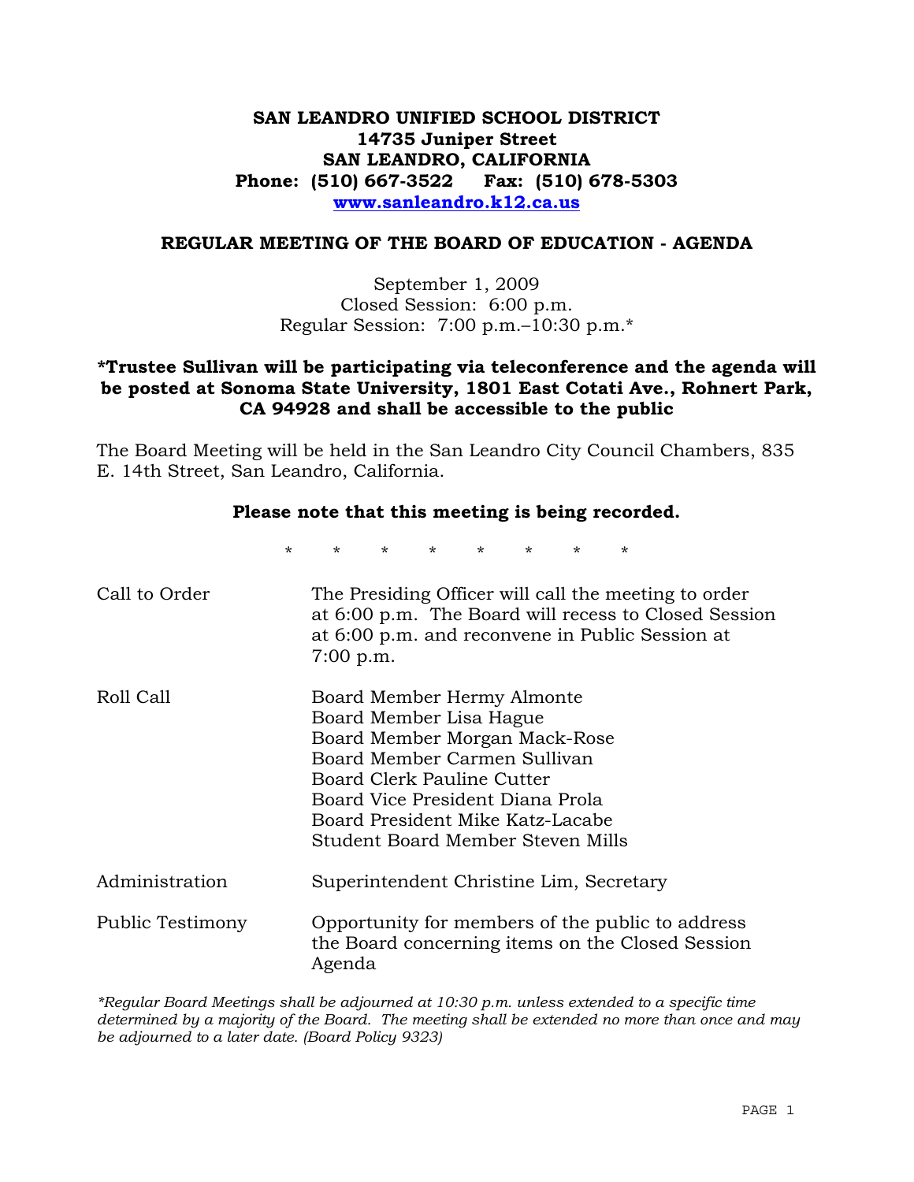**SAN LEANDRO UNIFIED SCHOOL DISTRICT**
**14735 Juniper Street**
**SAN LEANDRO, CALIFORNIA**
**Phone: (510) 667-3522 Fax: (510) 678-5303**
**[www.sanleandro.k12.ca.us](http://www.sanleandro.k12.ca.us)**

## REGULAR MEETING OF THE BOARD OF EDUCATION - AGENDA

September 1, 2009
Closed Session: 6:00 p.m.
Regular Session: 7:00 p.m.–10:30 p.m.*

**\*Trustee Sullivan will be participating via teleconference and the agenda will be posted at Sonoma State University, 1801 East Cotati Ave., Rohnert Park, CA 94928 and shall be accessible to the public**

The Board Meeting will be held in the San Leandro City Council Chambers, 835 E. 14th Street, San Leandro, California.

**Please note that this meeting is being recorded.**

\* \* \* \* \* \* \* \*

| | |
|---|---|
| Call to Order | The Presiding Officer will call the meeting to order at 6:00 p.m. The Board will recess to Closed Session at 6:00 p.m. and reconvene in Public Session at 7:00 p.m. |
| Roll Call | Board Member Hermy Almonte<br>Board Member Lisa Hague<br>Board Member Morgan Mack-Rose<br>Board Member Carmen Sullivan<br>Board Clerk Pauline Cutter<br>Board Vice President Diana Prola<br>Board President Mike Katz-Lacabe<br>Student Board Member Steven Mills |
| Administration | Superintendent Christine Lim, Secretary |
| Public Testimony | Opportunity for members of the public to address the Board concerning items on the Closed Session Agenda |

*\*Regular Board Meetings shall be adjourned at 10:30 p.m. unless extended to a specific time determined by a majority of the Board. The meeting shall be extended no more than once and may be adjourned to a later date. (Board Policy 9323)*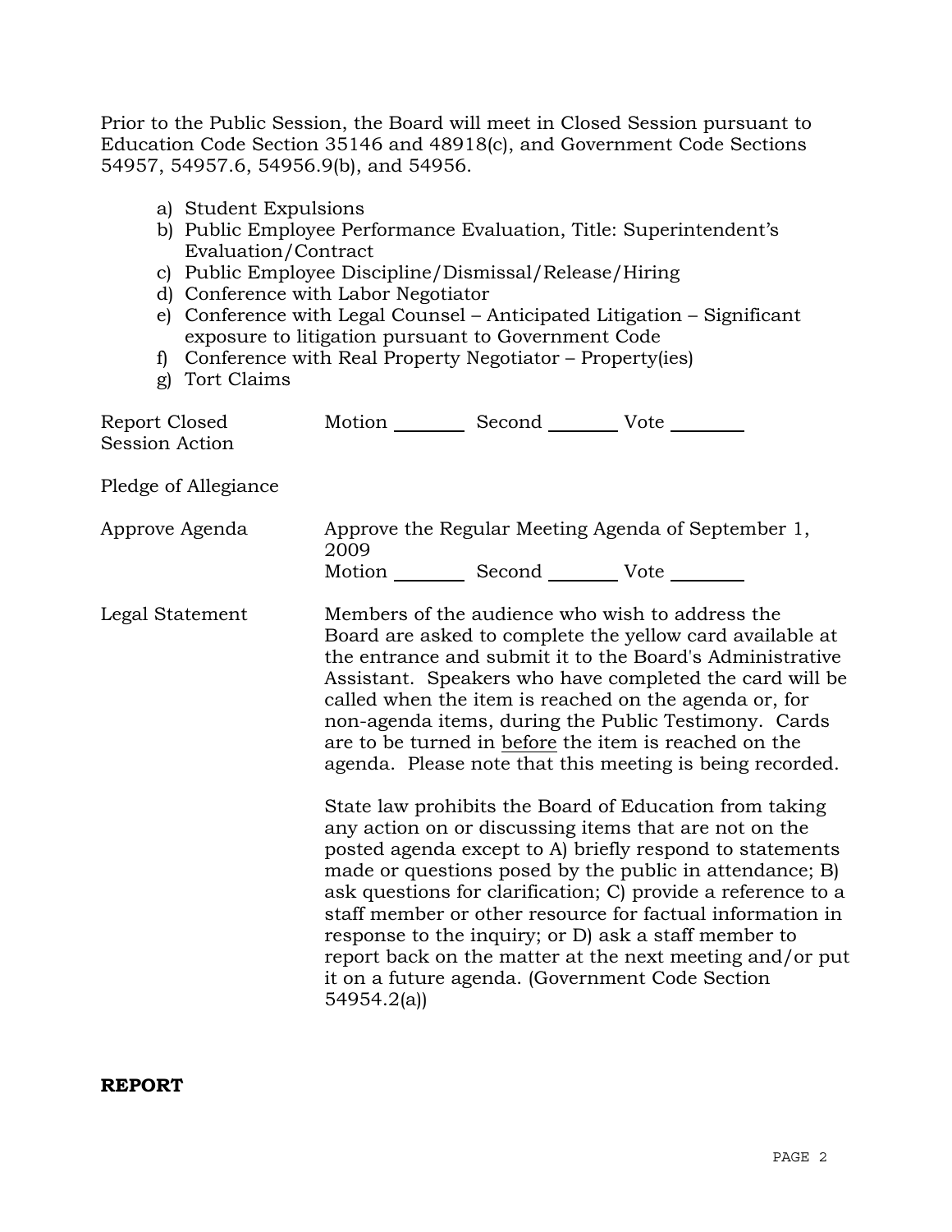Prior to the Public Session, the Board will meet in Closed Session pursuant to Education Code Section 35146 and 48918(c), and Government Code Sections 54957, 54957.6, 54956.9(b), and 54956.

a) Student Expulsions
b) Public Employee Performance Evaluation, Title: Superintendent's Evaluation/Contract
c) Public Employee Discipline/Dismissal/Release/Hiring
d) Conference with Labor Negotiator
e) Conference with Legal Counsel – Anticipated Litigation – Significant exposure to litigation pursuant to Government Code
f) Conference with Real Property Negotiator – Property(ies)
g) Tort Claims

Report Closed Session Action — Motion ________ Second ________ Vote ________

Pledge of Allegiance

Approve Agenda — Approve the Regular Meeting Agenda of September 1, 2009

Motion ________ Second ________ Vote ________

Legal Statement — Members of the audience who wish to address the Board are asked to complete the yellow card available at the entrance and submit it to the Board's Administrative Assistant. Speakers who have completed the card will be called when the item is reached on the agenda or, for non-agenda items, during the Public Testimony. Cards are to be turned in <u>before</u> the item is reached on the agenda. Please note that this meeting is being recorded.

State law prohibits the Board of Education from taking any action on or discussing items that are not on the posted agenda except to A) briefly respond to statements made or questions posed by the public in attendance; B) ask questions for clarification; C) provide a reference to a staff member or other resource for factual information in response to the inquiry; or D) ask a staff member to report back on the matter at the next meeting and/or put it on a future agenda. (Government Code Section 54954.2(a))

**REPORT**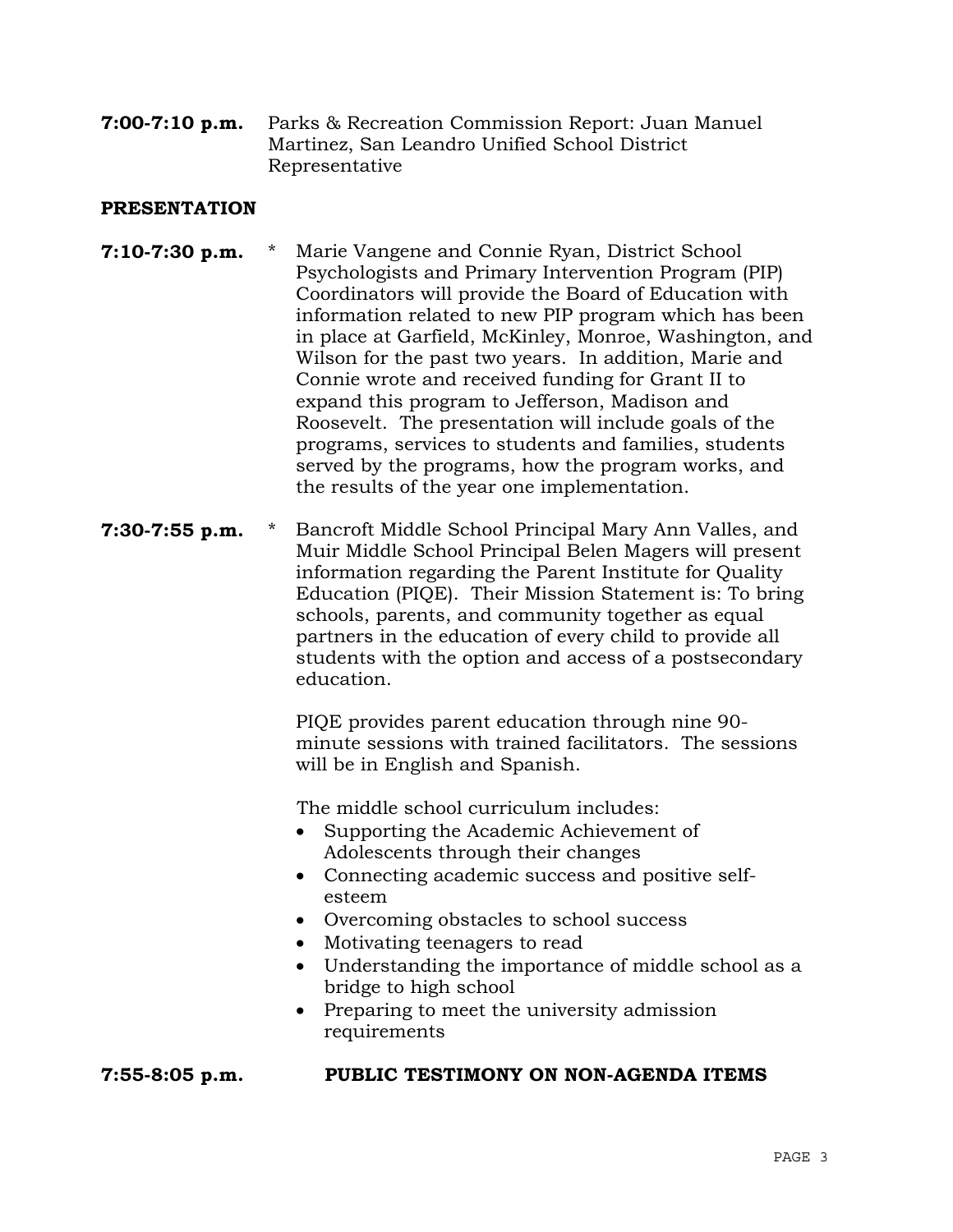**7:00-7:10 p.m.** Parks & Recreation Commission Report: Juan Manuel Martinez, San Leandro Unified School District Representative

## PRESENTATION

**7:10-7:30 p.m.** * Marie Vangene and Connie Ryan, District School Psychologists and Primary Intervention Program (PIP) Coordinators will provide the Board of Education with information related to new PIP program which has been in place at Garfield, McKinley, Monroe, Washington, and Wilson for the past two years. In addition, Marie and Connie wrote and received funding for Grant II to expand this program to Jefferson, Madison and Roosevelt. The presentation will include goals of the programs, services to students and families, students served by the programs, how the program works, and the results of the year one implementation.

**7:30-7:55 p.m.** * Bancroft Middle School Principal Mary Ann Valles, and Muir Middle School Principal Belen Magers will present information regarding the Parent Institute for Quality Education (PIQE). Their Mission Statement is: To bring schools, parents, and community together as equal partners in the education of every child to provide all students with the option and access of a postsecondary education.

PIQE provides parent education through nine 90-minute sessions with trained facilitators. The sessions will be in English and Spanish.

The middle school curriculum includes:

- Supporting the Academic Achievement of Adolescents through their changes
- Connecting academic success and positive self-esteem
- Overcoming obstacles to school success
- Motivating teenagers to read
- Understanding the importance of middle school as a bridge to high school
- Preparing to meet the university admission requirements

**7:55-8:05 p.m.** **PUBLIC TESTIMONY ON NON-AGENDA ITEMS**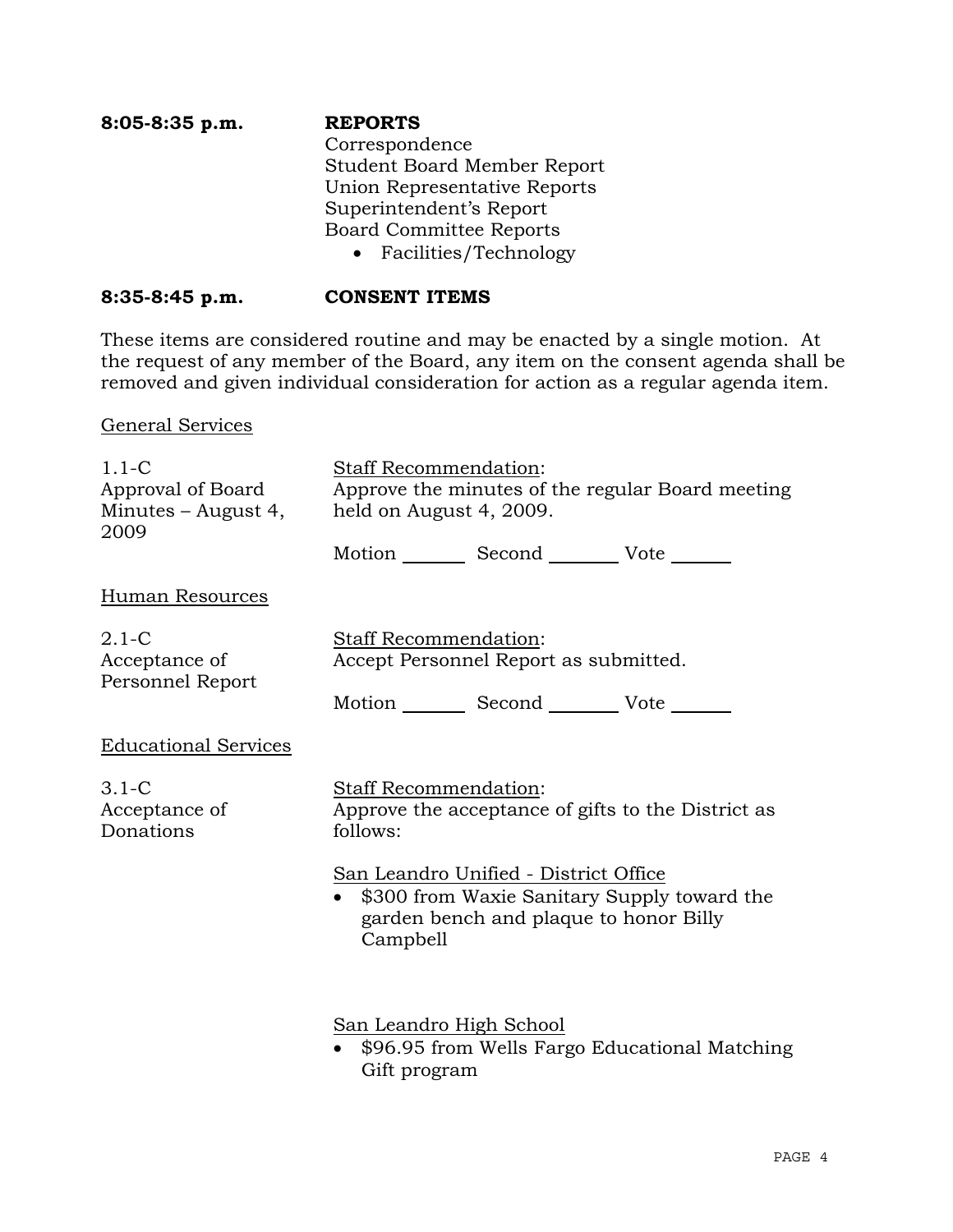**8:05-8:35 p.m.** **REPORTS**

Correspondence
Student Board Member Report
Union Representative Reports
Superintendent's Report
Board Committee Reports

- Facilities/Technology

**8:35-8:45 p.m.** **CONSENT ITEMS**

These items are considered routine and may be enacted by a single motion. At the request of any member of the Board, any item on the consent agenda shall be removed and given individual consideration for action as a regular agenda item.

General Services

1.1-C
Approval of Board Minutes – August 4, 2009

Staff Recommendation:
Approve the minutes of the regular Board meeting held on August 4, 2009.

Motion _______ Second _______ Vote _______

Human Resources

2.1-C
Acceptance of Personnel Report

Staff Recommendation:
Accept Personnel Report as submitted.

Motion _______ Second _______ Vote _______

Educational Services

3.1-C
Acceptance of Donations

Staff Recommendation:
Approve the acceptance of gifts to the District as follows:

San Leandro Unified - District Office

- $300 from Waxie Sanitary Supply toward the garden bench and plaque to honor Billy Campbell

San Leandro High School

- $96.95 from Wells Fargo Educational Matching Gift program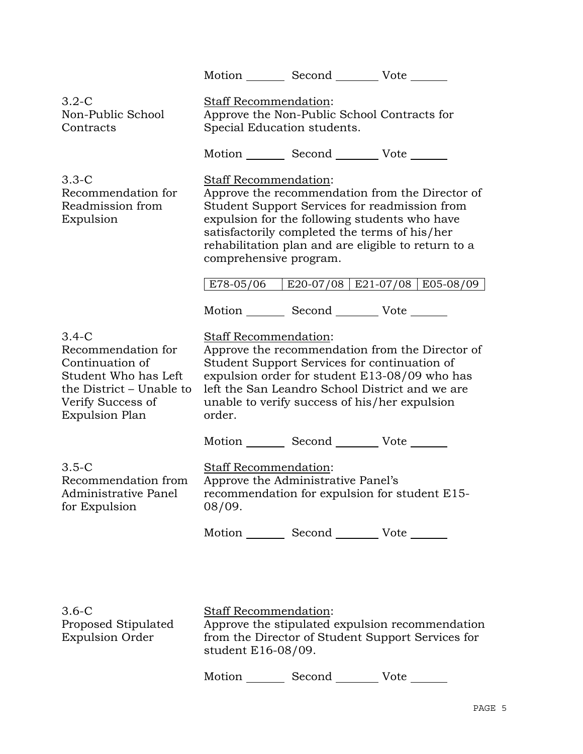Motion _______ Second _______ Vote _______

3.2-C
Non-Public School Contracts

Staff Recommendation:
Approve the Non-Public School Contracts for Special Education students.

Motion _______ Second _______ Vote _______

3.3-C
Recommendation for Readmission from Expulsion

Staff Recommendation:
Approve the recommendation from the Director of Student Support Services for readmission from expulsion for the following students who have satisfactorily completed the terms of his/her rehabilitation plan and are eligible to return to a comprehensive program.

| E78-05/06 | E20-07/08 | E21-07/08 | E05-08/09 |
|---|---|---|---|

Motion _______ Second _______ Vote _______

3.4-C
Recommendation for Continuation of Student Who has Left the District – Unable to Verify Success of Expulsion Plan

Staff Recommendation:
Approve the recommendation from the Director of Student Support Services for continuation of expulsion order for student E13-08/09 who has left the San Leandro School District and we are unable to verify success of his/her expulsion order.

Motion _______ Second _______ Vote _______

3.5-C
Recommendation from Administrative Panel for Expulsion

Staff Recommendation:
Approve the Administrative Panel's recommendation for expulsion for student E15-08/09.

Motion _______ Second _______ Vote _______

3.6-C
Proposed Stipulated Expulsion Order

Staff Recommendation:
Approve the stipulated expulsion recommendation from the Director of Student Support Services for student E16-08/09.

Motion _______ Second _______ Vote _______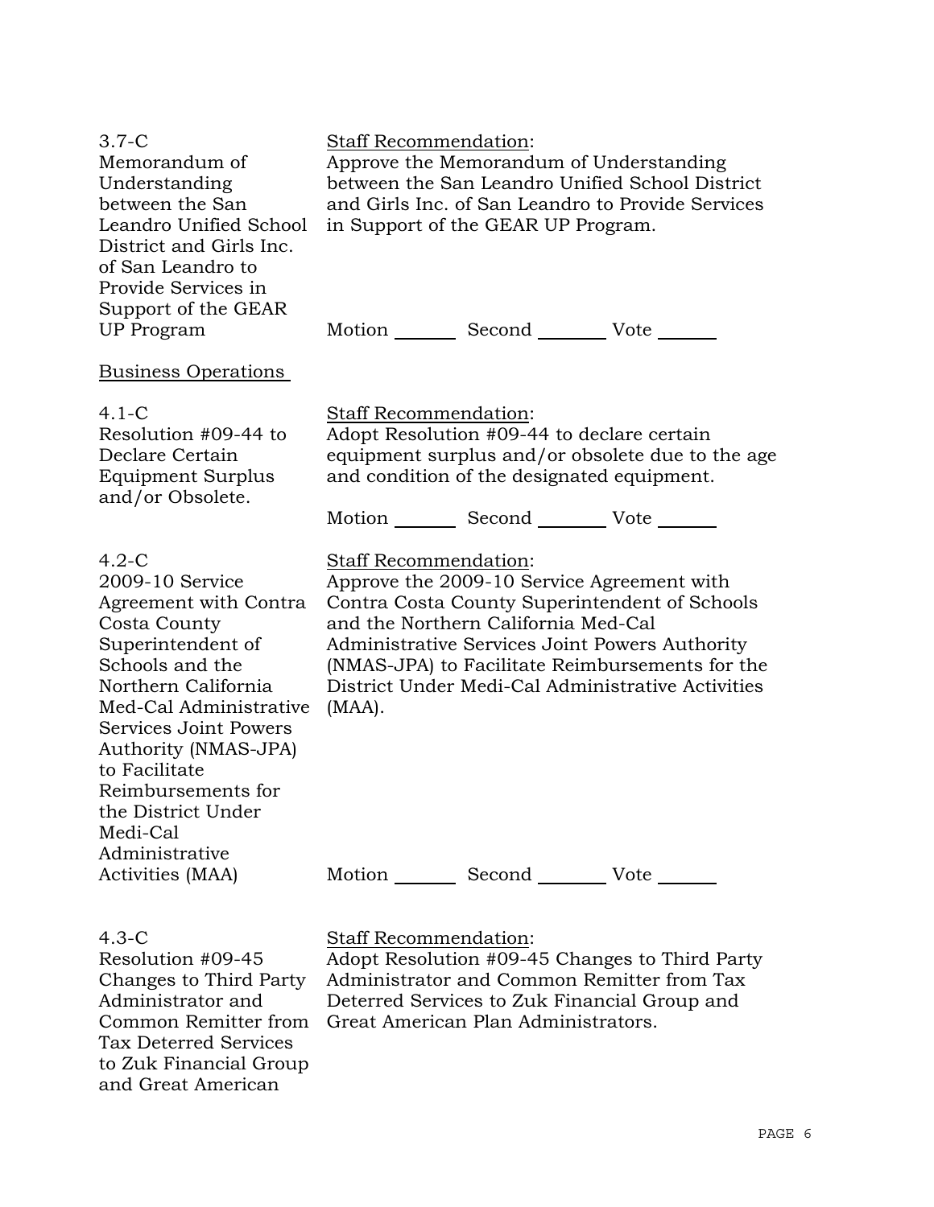3.7-C
Memorandum of Understanding between the San Leandro Unified School District and Girls Inc. of San Leandro to Provide Services in Support of the GEAR UP Program

Staff Recommendation:
Approve the Memorandum of Understanding between the San Leandro Unified School District and Girls Inc. of San Leandro to Provide Services in Support of the GEAR UP Program.

Motion _______ Second _______ Vote _______

Business Operations

4.1-C
Resolution #09-44 to Declare Certain Equipment Surplus and/or Obsolete.

Staff Recommendation:
Adopt Resolution #09-44 to declare certain equipment surplus and/or obsolete due to the age and condition of the designated equipment.

Motion _______ Second _______ Vote _______

4.2-C
2009-10 Service Agreement with Contra Costa County Superintendent of Schools and the Northern California Med-Cal Administrative Services Joint Powers Authority (NMAS-JPA) to Facilitate Reimbursements for the District Under Medi-Cal Administrative Activities (MAA)

Staff Recommendation:
Approve the 2009-10 Service Agreement with Contra Costa County Superintendent of Schools and the Northern California Med-Cal Administrative Services Joint Powers Authority (NMAS-JPA) to Facilitate Reimbursements for the District Under Medi-Cal Administrative Activities (MAA).

Motion _______ Second _______ Vote _______

4.3-C
Resolution #09-45 Changes to Third Party Administrator and Common Remitter from Tax Deterred Services to Zuk Financial Group and Great American

Staff Recommendation:
Adopt Resolution #09-45 Changes to Third Party Administrator and Common Remitter from Tax Deterred Services to Zuk Financial Group and Great American Plan Administrators.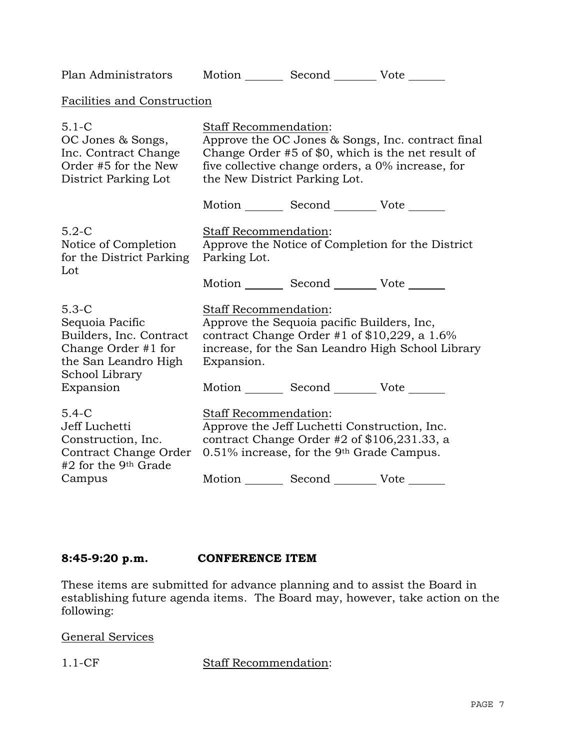Plan Administrators Motion _______ Second _______ Vote _______

Facilities and Construction

5.1-C
OC Jones & Songs, Inc. Contract Change Order #5 for the New District Parking Lot

Staff Recommendation:
Approve the OC Jones & Songs, Inc. contract final Change Order #5 of $0, which is the net result of five collective change orders, a 0% increase, for the New District Parking Lot.

Motion _______ Second _______ Vote _______

5.2-C
Notice of Completion for the District Parking Lot

Staff Recommendation:
Approve the Notice of Completion for the District Parking Lot.

Motion _______ Second _______ Vote _______

5.3-C
Sequoia Pacific Builders, Inc. Contract Change Order #1 for the San Leandro High School Library Expansion

Staff Recommendation:
Approve the Sequoia pacific Builders, Inc, contract Change Order #1 of $10,229, a 1.6% increase, for the San Leandro High School Library Expansion.

Motion _______ Second _______ Vote _______

5.4-C
Jeff Luchetti Construction, Inc. Contract Change Order #2 for the 9th Grade Campus

Staff Recommendation:
Approve the Jeff Luchetti Construction, Inc. contract Change Order #2 of $106,231.33, a 0.51% increase, for the 9th Grade Campus.

Motion _______ Second _______ Vote _______

**8:45-9:20 p.m. CONFERENCE ITEM**

These items are submitted for advance planning and to assist the Board in establishing future agenda items. The Board may, however, take action on the following:

General Services

1.1-CF

Staff Recommendation: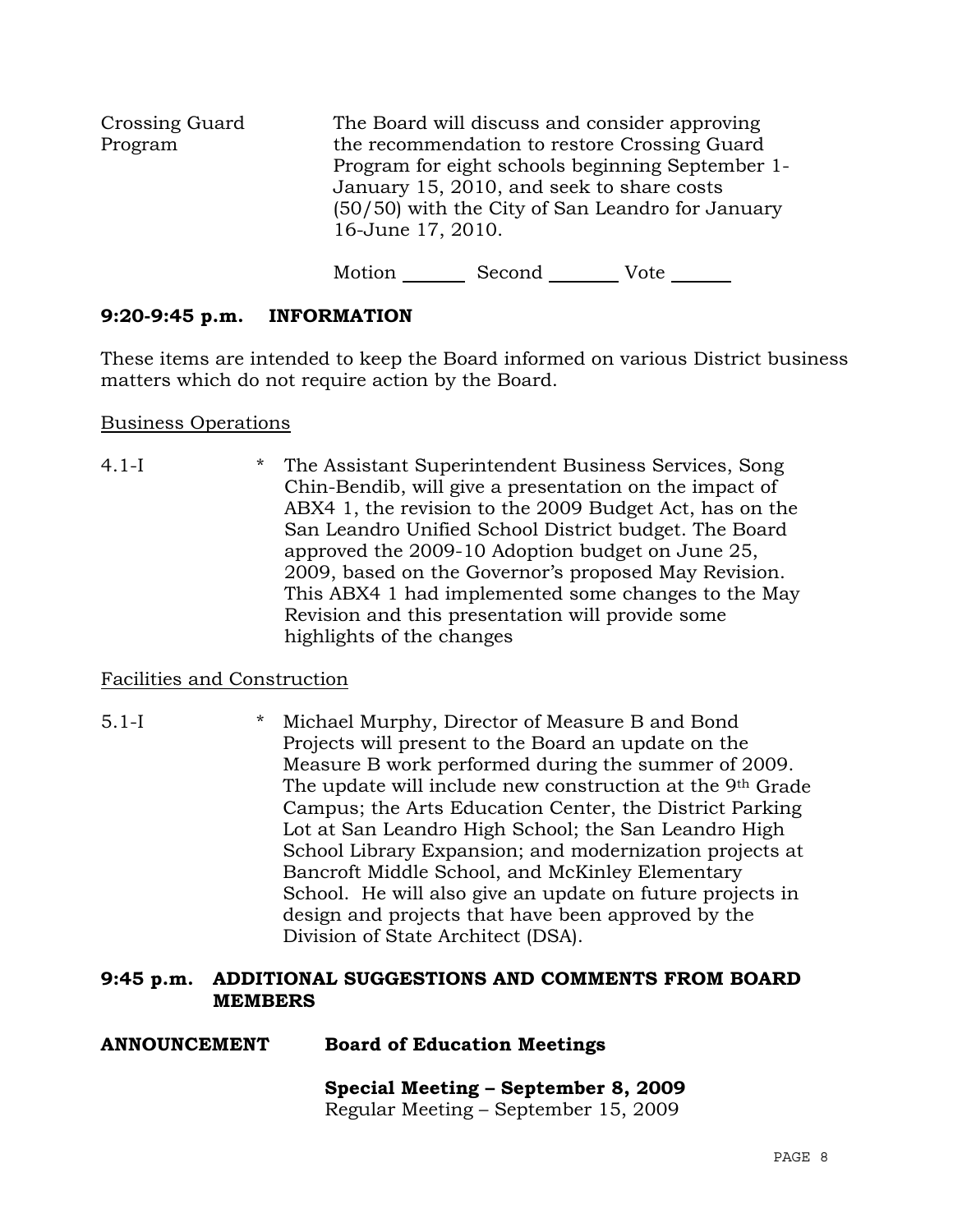Crossing Guard Program

The Board will discuss and consider approving the recommendation to restore Crossing Guard Program for eight schools beginning September 1-January 15, 2010, and seek to share costs (50/50) with the City of San Leandro for January 16-June 17, 2010.

Motion _______ Second ________ Vote ______

## 9:20-9:45 p.m. INFORMATION

These items are intended to keep the Board informed on various District business matters which do not require action by the Board.

Business Operations

4.1-I * The Assistant Superintendent Business Services, Song Chin-Bendib, will give a presentation on the impact of ABX4 1, the revision to the 2009 Budget Act, has on the San Leandro Unified School District budget. The Board approved the 2009-10 Adoption budget on June 25, 2009, based on the Governor's proposed May Revision. This ABX4 1 had implemented some changes to the May Revision and this presentation will provide some highlights of the changes

Facilities and Construction

5.1-I * Michael Murphy, Director of Measure B and Bond Projects will present to the Board an update on the Measure B work performed during the summer of 2009. The update will include new construction at the 9th Grade Campus; the Arts Education Center, the District Parking Lot at San Leandro High School; the San Leandro High School Library Expansion; and modernization projects at Bancroft Middle School, and McKinley Elementary School. He will also give an update on future projects in design and projects that have been approved by the Division of State Architect (DSA).

## 9:45 p.m. ADDITIONAL SUGGESTIONS AND COMMENTS FROM BOARD MEMBERS

**ANNOUNCEMENT** **Board of Education Meetings**

**Special Meeting – September 8, 2009**
Regular Meeting – September 15, 2009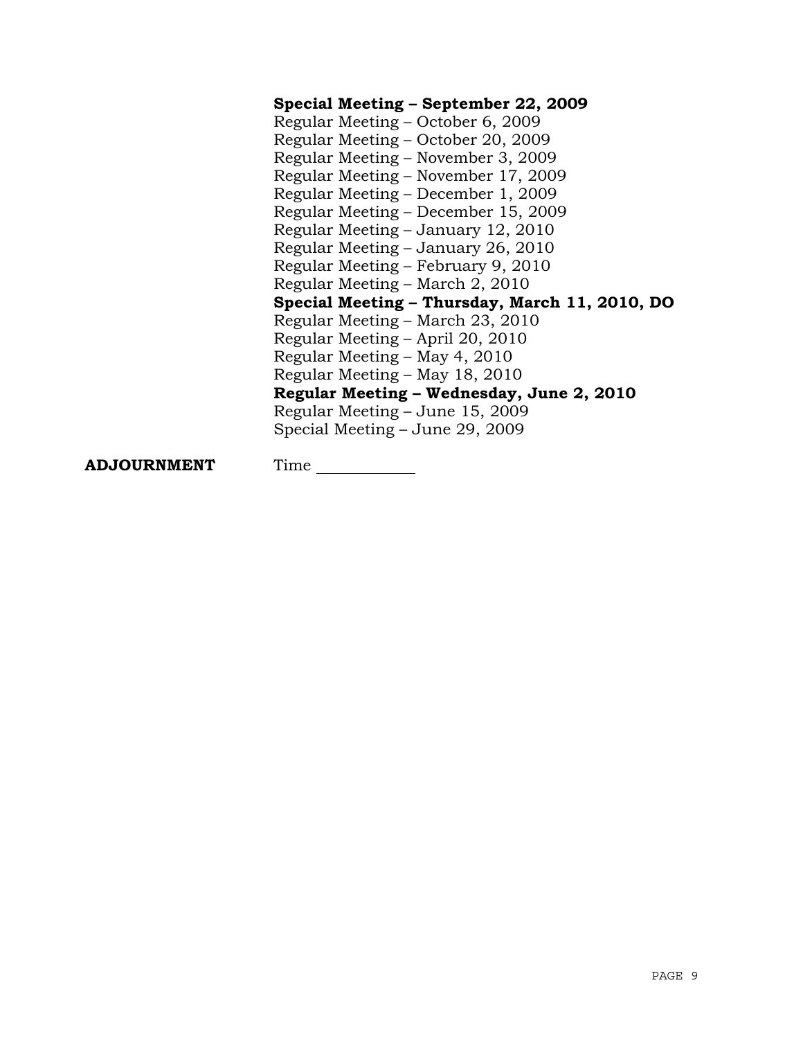**Special Meeting – September 22, 2009**
Regular Meeting – October 6, 2009
Regular Meeting – October 20, 2009
Regular Meeting – November 3, 2009
Regular Meeting – November 17, 2009
Regular Meeting – December 1, 2009
Regular Meeting – December 15, 2009
Regular Meeting – January 12, 2010
Regular Meeting – January 26, 2010
Regular Meeting – February 9, 2010
Regular Meeting – March 2, 2010
**Special Meeting – Thursday, March 11, 2010, DO**
Regular Meeting – March 23, 2010
Regular Meeting – April 20, 2010
Regular Meeting – May 4, 2010
Regular Meeting – May 18, 2010
**Regular Meeting – Wednesday, June 2, 2010**
Regular Meeting – June 15, 2009
Special Meeting – June 29, 2009

**ADJOURNMENT** Time \_\_\_\_\_\_\_\_\_\_\_\_